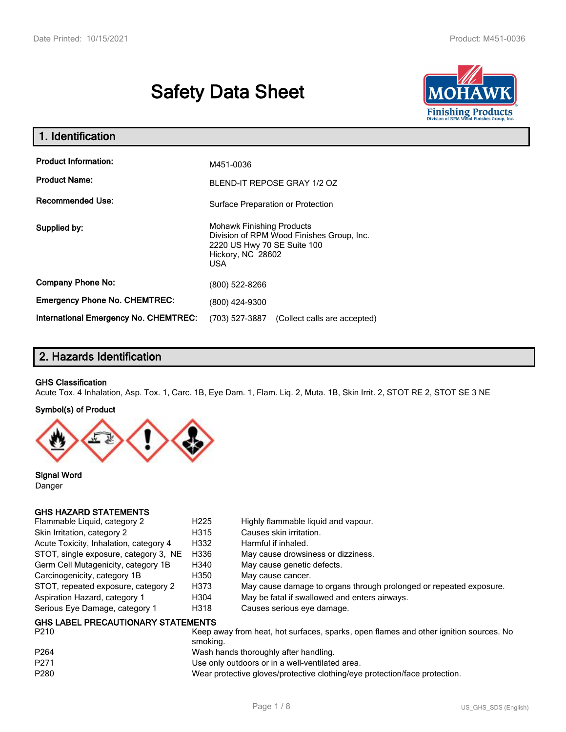# Safety Data Sheet

## 1. Identification

| | |
|---|---|
| **Product Information:** | M451-0036 |
| **Product Name:** | BLEND-IT REPOSE GRAY 1/2 OZ |
| **Recommended Use:** | Surface Preparation or Protection |
| **Supplied by:** | Mohawk Finishing Products<br>Division of RPM Wood Finishes Group, Inc.<br>2220 US Hwy 70 SE Suite 100<br>Hickory, NC 28602<br>USA |
| **Company Phone No:** | (800) 522-8266 |
| **Emergency Phone No. CHEMTREC:** | (800) 424-9300 |
| **International Emergency No. CHEMTREC:** | (703) 527-3887 (Collect calls are accepted) |

## 2. Hazards Identification

### GHS Classification

Acute Tox. 4 Inhalation, Asp. Tox. 1, Carc. 1B, Eye Dam. 1, Flam. Liq. 2, Muta. 1B, Skin Irrit. 2, STOT RE 2, STOT SE 3 NE

### Symbol(s) of Product

### Signal Word

Danger

### GHS HAZARD STATEMENTS

| | | |
|---|---|---|
| Flammable Liquid, category 2 | H225 | Highly flammable liquid and vapour. |
| Skin Irritation, category 2 | H315 | Causes skin irritation. |
| Acute Toxicity, Inhalation, category 4 | H332 | Harmful if inhaled. |
| STOT, single exposure, category 3, NE | H336 | May cause drowsiness or dizziness. |
| Germ Cell Mutagenicity, category 1B | H340 | May cause genetic defects. |
| Carcinogenicity, category 1B | H350 | May cause cancer. |
| STOT, repeated exposure, category 2 | H373 | May cause damage to organs through prolonged or repeated exposure. |
| Aspiration Hazard, category 1 | H304 | May be fatal if swallowed and enters airways. |
| Serious Eye Damage, category 1 | H318 | Causes serious eye damage. |

### GHS LABEL PRECAUTIONARY STATEMENTS

| | |
|---|---|
| P210 | Keep away from heat, hot surfaces, sparks, open flames and other ignition sources. No smoking. |
| P264 | Wash hands thoroughly after handling. |
| P271 | Use only outdoors or in a well-ventilated area. |
| P280 | Wear protective gloves/protective clothing/eye protection/face protection. |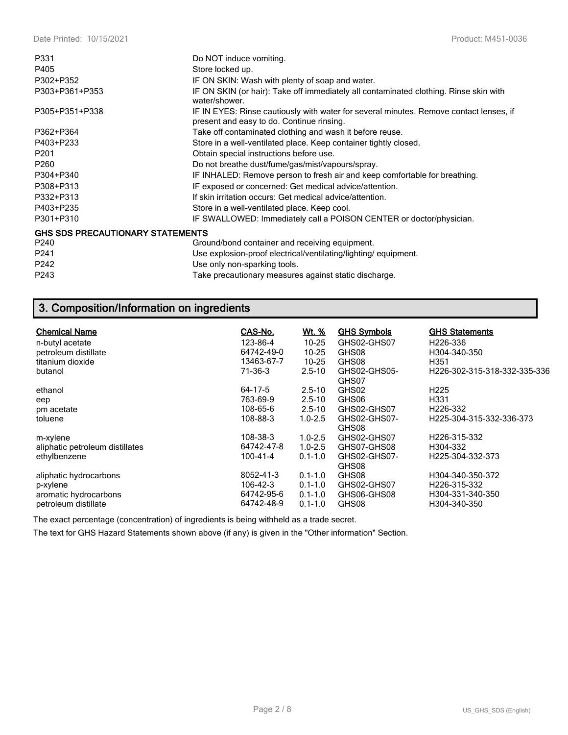| | |
|---|---|
| P331 | Do NOT induce vomiting. |
| P405 | Store locked up. |
| P302+P352 | IF ON SKIN: Wash with plenty of soap and water. |
| P303+P361+P353 | IF ON SKIN (or hair): Take off immediately all contaminated clothing. Rinse skin with water/shower. |
| P305+P351+P338 | IF IN EYES: Rinse cautiously with water for several minutes. Remove contact lenses, if present and easy to do. Continue rinsing. |
| P362+P364 | Take off contaminated clothing and wash it before reuse. |
| P403+P233 | Store in a well-ventilated place. Keep container tightly closed. |
| P201 | Obtain special instructions before use. |
| P260 | Do not breathe dust/fume/gas/mist/vapours/spray. |
| P304+P340 | IF INHALED: Remove person to fresh air and keep comfortable for breathing. |
| P308+P313 | IF exposed or concerned: Get medical advice/attention. |
| P332+P313 | If skin irritation occurs: Get medical advice/attention. |
| P403+P235 | Store in a well-ventilated place. Keep cool. |
| P301+P310 | IF SWALLOWED: Immediately call a POISON CENTER or doctor/physician. |

**GHS SDS PRECAUTIONARY STATEMENTS**

| | |
|---|---|
| P240 | Ground/bond container and receiving equipment. |
| P241 | Use explosion-proof electrical/ventilating/lighting/ equipment. |
| P242 | Use only non-sparking tools. |
| P243 | Take precautionary measures against static discharge. |

## 3. Composition/Information on ingredients

| Chemical Name | CAS-No. | Wt. % | GHS Symbols | GHS Statements |
|---|---|---|---|---|
| n-butyl acetate | 123-86-4 | 10-25 | GHS02-GHS07 | H226-336 |
| petroleum distillate | 64742-49-0 | 10-25 | GHS08 | H304-340-350 |
| titanium dioxide | 13463-67-7 | 10-25 | GHS08 | H351 |
| butanol | 71-36-3 | 2.5-10 | GHS02-GHS05-GHS07 | H226-302-315-318-332-335-336 |
| ethanol | 64-17-5 | 2.5-10 | GHS02 | H225 |
| eep | 763-69-9 | 2.5-10 | GHS06 | H331 |
| pm acetate | 108-65-6 | 2.5-10 | GHS02-GHS07 | H226-332 |
| toluene | 108-88-3 | 1.0-2.5 | GHS02-GHS07-GHS08 | H225-304-315-332-336-373 |
| m-xylene | 108-38-3 | 1.0-2.5 | GHS02-GHS07 | H226-315-332 |
| aliphatic petroleum distillates | 64742-47-8 | 1.0-2.5 | GHS07-GHS08 | H304-332 |
| ethylbenzene | 100-41-4 | 0.1-1.0 | GHS02-GHS07-GHS08 | H225-304-332-373 |
| aliphatic hydrocarbons | 8052-41-3 | 0.1-1.0 | GHS08 | H304-340-350-372 |
| p-xylene | 106-42-3 | 0.1-1.0 | GHS02-GHS07 | H226-315-332 |
| aromatic hydrocarbons | 64742-95-6 | 0.1-1.0 | GHS06-GHS08 | H304-331-340-350 |
| petroleum distillate | 64742-48-9 | 0.1-1.0 | GHS08 | H304-340-350 |

The exact percentage (concentration) of ingredients is being withheld as a trade secret.

The text for GHS Hazard Statements shown above (if any) is given in the "Other information" Section.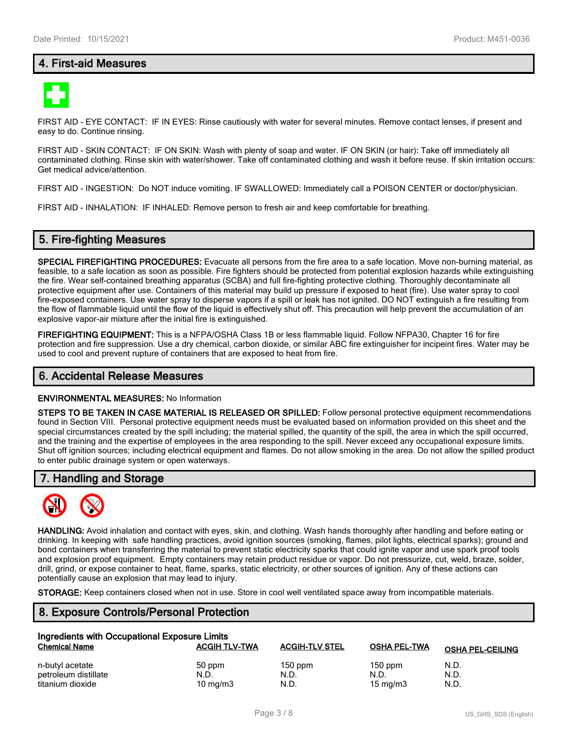## 4. First-aid Measures

FIRST AID - EYE CONTACT: IF IN EYES: Rinse cautiously with water for several minutes. Remove contact lenses, if present and easy to do. Continue rinsing.

FIRST AID - SKIN CONTACT: IF ON SKIN: Wash with plenty of soap and water. IF ON SKIN (or hair): Take off immediately all contaminated clothing. Rinse skin with water/shower. Take off contaminated clothing and wash it before reuse. If skin irritation occurs: Get medical advice/attention.

FIRST AID - INGESTION: Do NOT induce vomiting. IF SWALLOWED: Immediately call a POISON CENTER or doctor/physician.

FIRST AID - INHALATION: IF INHALED: Remove person to fresh air and keep comfortable for breathing.

## 5. Fire-fighting Measures

**SPECIAL FIREFIGHTING PROCEDURES:** Evacuate all persons from the fire area to a safe location. Move non-burning material, as feasible, to a safe location as soon as possible. Fire fighters should be protected from potential explosion hazards while extinguishing the fire. Wear self-contained breathing apparatus (SCBA) and full fire-fighting protective clothing. Thoroughly decontaminate all protective equipment after use. Containers of this material may build up pressure if exposed to heat (fire). Use water spray to cool fire-exposed containers. Use water spray to disperse vapors if a spill or leak has not ignited. DO NOT extinguish a fire resulting from the flow of flammable liquid until the flow of the liquid is effectively shut off. This precaution will help prevent the accumulation of an explosive vapor-air mixture after the initial fire is extinguished.

**FIREFIGHTING EQUIPMENT:** This is a NFPA/OSHA Class 1B or less flammable liquid. Follow NFPA30, Chapter 16 for fire protection and fire suppression. Use a dry chemical, carbon dioxide, or similar ABC fire extinguisher for incipeint fires. Water may be used to cool and prevent rupture of containers that are exposed to heat from fire.

## 6. Accidental Release Measures

**ENVIRONMENTAL MEASURES:** No Information

**STEPS TO BE TAKEN IN CASE MATERIAL IS RELEASED OR SPILLED:** Follow personal protective equipment recommendations found in Section VIII. Personal protective equipment needs must be evaluated based on information provided on this sheet and the special circumstances created by the spill including; the material spilled, the quantity of the spill, the area in which the spill occurred, and the training and the expertise of employees in the area responding to the spill. Never exceed any occupational exposure limits. Shut off ignition sources; including electrical equipment and flames. Do not allow smoking in the area. Do not allow the spilled product to enter public drainage system or open waterways.

## 7. Handling and Storage

**HANDLING:** Avoid inhalation and contact with eyes, skin, and clothing. Wash hands thoroughly after handling and before eating or drinking. In keeping with safe handling practices, avoid ignition sources (smoking, flames, pilot lights, electrical sparks); ground and bond containers when transferring the material to prevent static electricity sparks that could ignite vapor and use spark proof tools and explosion proof equipment. Empty containers may retain product residue or vapor. Do not pressurize, cut, weld, braze, solder, drill, grind, or expose container to heat, flame, sparks, static electricity, or other sources of ignition. Any of these actions can potentially cause an explosion that may lead to injury.

**STORAGE:** Keep containers closed when not in use. Store in cool well ventilated space away from incompatible materials.

## 8. Exposure Controls/Personal Protection

**Ingredients with Occupational Exposure Limits**

| Chemical Name | ACGIH TLV-TWA | ACGIH-TLV STEL | OSHA PEL-TWA | OSHA PEL-CEILING |
|---|---|---|---|---|
| n-butyl acetate | 50 ppm | 150 ppm | 150 ppm | N.D. |
| petroleum distillate | N.D. | N.D. | N.D. | N.D. |
| titanium dioxide | 10 mg/m3 | N.D. | 15 mg/m3 | N.D. |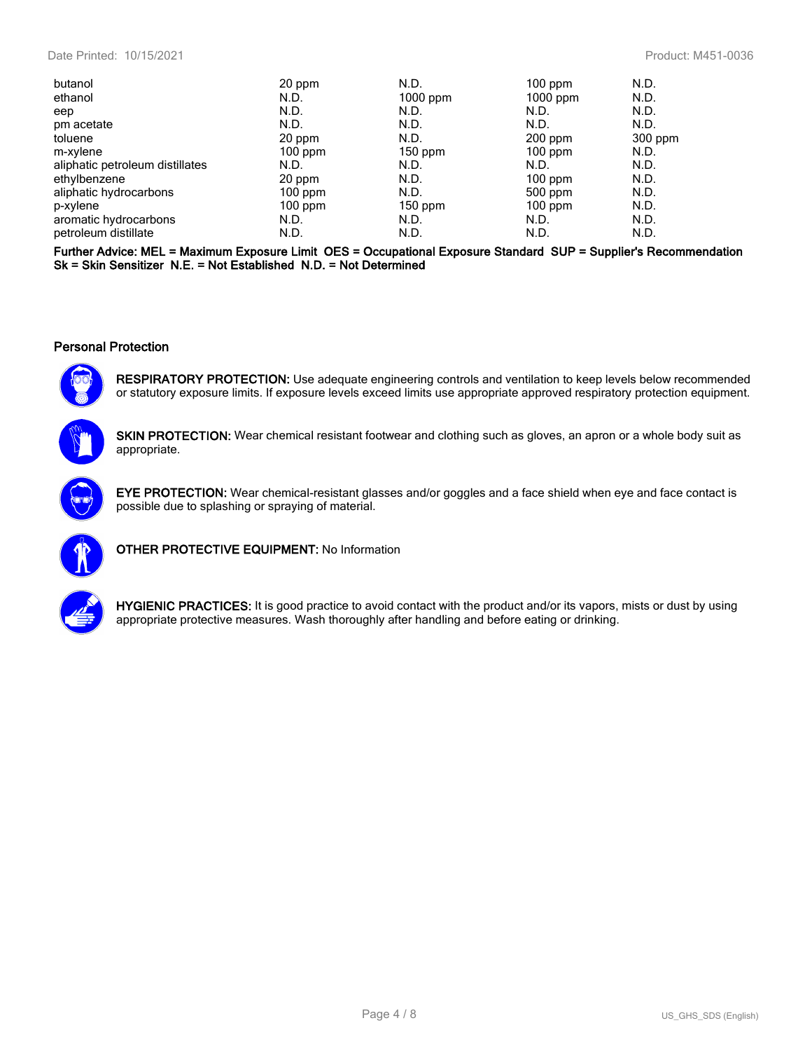| | | | | |
|---|---|---|---|---|
| butanol | 20 ppm | N.D. | 100 ppm | N.D. |
| ethanol | N.D. | 1000 ppm | 1000 ppm | N.D. |
| eep | N.D. | N.D. | N.D. | N.D. |
| pm acetate | N.D. | N.D. | N.D. | N.D. |
| toluene | 20 ppm | N.D. | 200 ppm | 300 ppm |
| m-xylene | 100 ppm | 150 ppm | 100 ppm | N.D. |
| aliphatic petroleum distillates | N.D. | N.D. | N.D. | N.D. |
| ethylbenzene | 20 ppm | N.D. | 100 ppm | N.D. |
| aliphatic hydrocarbons | 100 ppm | N.D. | 500 ppm | N.D. |
| p-xylene | 100 ppm | 150 ppm | 100 ppm | N.D. |
| aromatic hydrocarbons | N.D. | N.D. | N.D. | N.D. |
| petroleum distillate | N.D. | N.D. | N.D. | N.D. |

**Further Advice: MEL = Maximum Exposure Limit OES = Occupational Exposure Standard SUP = Supplier's Recommendation Sk = Skin Sensitizer N.E. = Not Established N.D. = Not Determined**

## Personal Protection

**RESPIRATORY PROTECTION:** Use adequate engineering controls and ventilation to keep levels below recommended or statutory exposure limits. If exposure levels exceed limits use appropriate approved respiratory protection equipment.

**SKIN PROTECTION:** Wear chemical resistant footwear and clothing such as gloves, an apron or a whole body suit as appropriate.

**EYE PROTECTION:** Wear chemical-resistant glasses and/or goggles and a face shield when eye and face contact is possible due to splashing or spraying of material.

**OTHER PROTECTIVE EQUIPMENT:** No Information

**HYGIENIC PRACTICES:** It is good practice to avoid contact with the product and/or its vapors, mists or dust by using appropriate protective measures. Wash thoroughly after handling and before eating or drinking.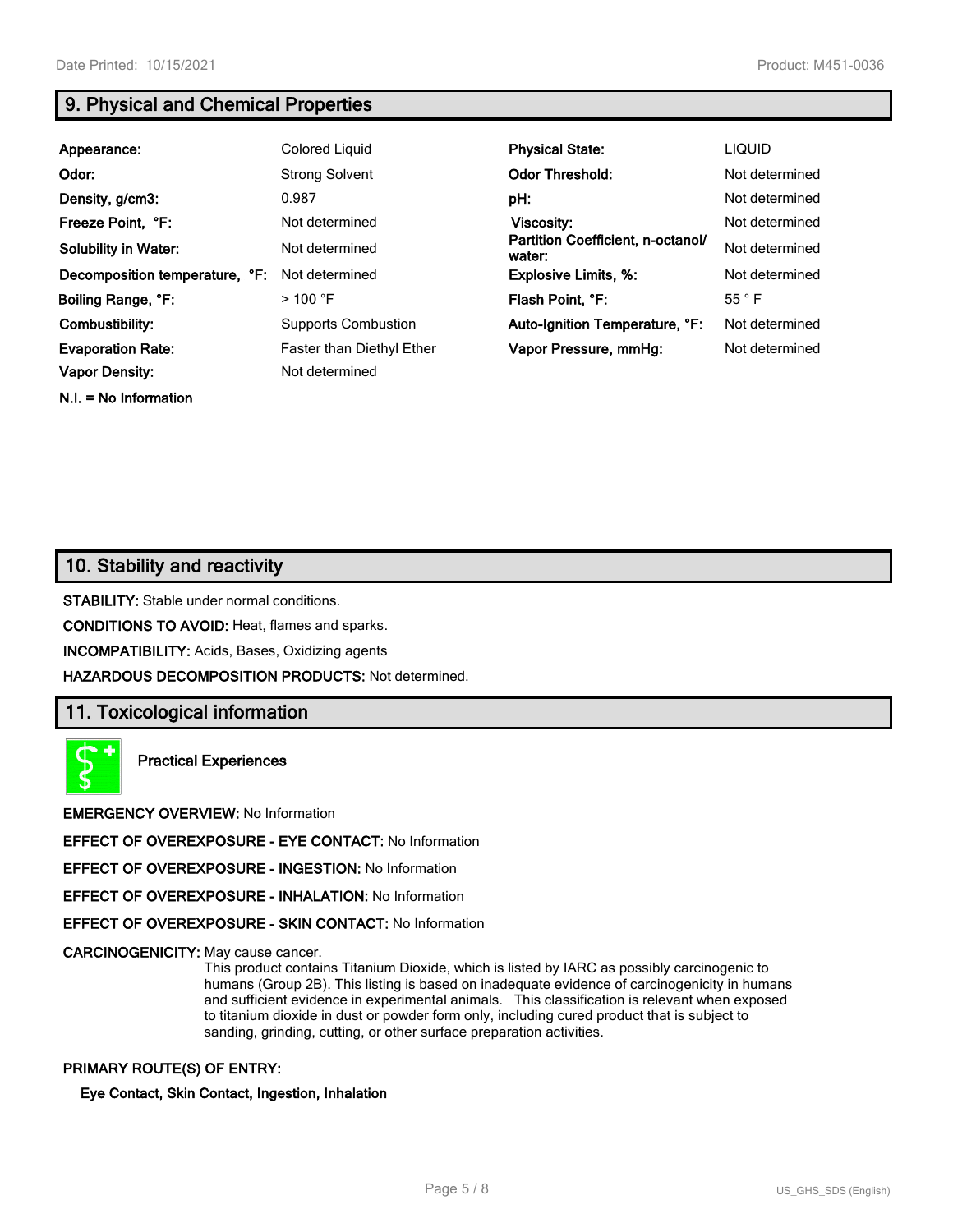## 9. Physical and Chemical Properties

| | | | |
|---|---|---|---|
| **Appearance:** | Colored Liquid | **Physical State:** | LIQUID |
| **Odor:** | Strong Solvent | **Odor Threshold:** | Not determined |
| **Density, g/cm3:** | 0.987 | **pH:** | Not determined |
| **Freeze Point, °F:** | Not determined | **Viscosity:** | Not determined |
| **Solubility in Water:** | Not determined | **Partition Coefficient, n-octanol/ water:** | Not determined |
| **Decomposition temperature, °F:** | Not determined | **Explosive Limits, %:** | Not determined |
| **Boiling Range, °F:** | > 100 °F | **Flash Point, °F:** | 55 ° F |
| **Combustibility:** | Supports Combustion | **Auto-Ignition Temperature, °F:** | Not determined |
| **Evaporation Rate:** | Faster than Diethyl Ether | **Vapor Pressure, mmHg:** | Not determined |
| **Vapor Density:** | Not determined | | |

**N.I. = No Information**

## 10. Stability and reactivity

**STABILITY:** Stable under normal conditions.

**CONDITIONS TO AVOID:** Heat, flames and sparks.

**INCOMPATIBILITY:** Acids, Bases, Oxidizing agents

**HAZARDOUS DECOMPOSITION PRODUCTS:** Not determined.

## 11. Toxicological information

**Practical Experiences**

**EMERGENCY OVERVIEW:** No Information

**EFFECT OF OVEREXPOSURE - EYE CONTACT:** No Information

**EFFECT OF OVEREXPOSURE - INGESTION:** No Information

**EFFECT OF OVEREXPOSURE - INHALATION:** No Information

**EFFECT OF OVEREXPOSURE - SKIN CONTACT:** No Information

**CARCINOGENICITY:** May cause cancer.

This product contains Titanium Dioxide, which is listed by IARC as possibly carcinogenic to humans (Group 2B). This listing is based on inadequate evidence of carcinogenicity in humans and sufficient evidence in experimental animals. This classification is relevant when exposed to titanium dioxide in dust or powder form only, including cured product that is subject to sanding, grinding, cutting, or other surface preparation activities.

**PRIMARY ROUTE(S) OF ENTRY:**

**Eye Contact, Skin Contact, Ingestion, Inhalation**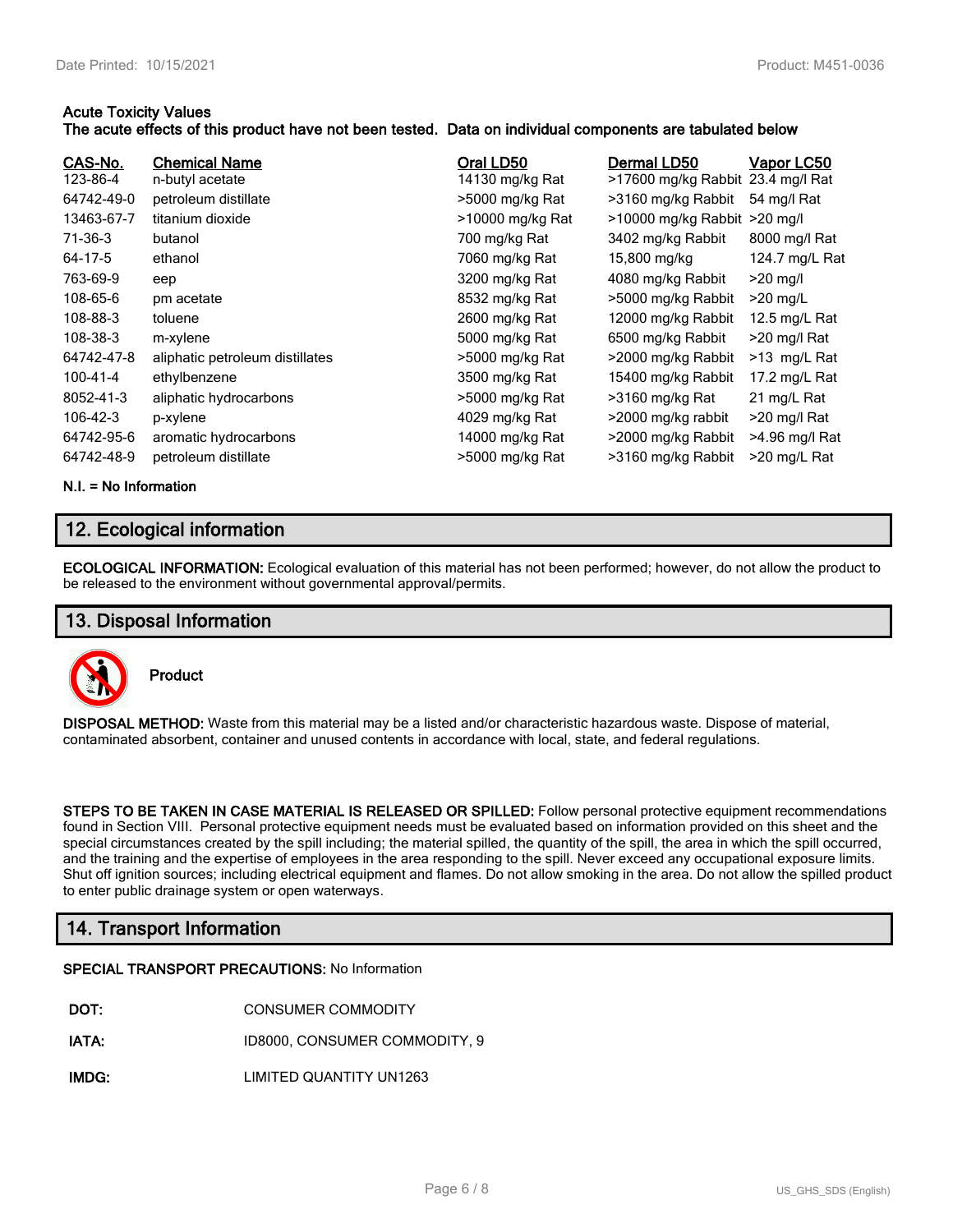**Acute Toxicity Values**
**The acute effects of this product have not been tested. Data on individual components are tabulated below**

| CAS-No. | Chemical Name | Oral LD50 | Dermal LD50 | Vapor LC50 |
|---|---|---|---|---|
| 123-86-4 | n-butyl acetate | 14130 mg/kg Rat | >17600 mg/kg Rabbit | 23.4 mg/l Rat |
| 64742-49-0 | petroleum distillate | >5000 mg/kg Rat | >3160 mg/kg Rabbit | 54 mg/l Rat |
| 13463-67-7 | titanium dioxide | >10000 mg/kg Rat | >10000 mg/kg Rabbit | >20 mg/l |
| 71-36-3 | butanol | 700 mg/kg Rat | 3402 mg/kg Rabbit | 8000 mg/l Rat |
| 64-17-5 | ethanol | 7060 mg/kg Rat | 15,800 mg/kg | 124.7 mg/L Rat |
| 763-69-9 | eep | 3200 mg/kg Rat | 4080 mg/kg Rabbit | >20 mg/l |
| 108-65-6 | pm acetate | 8532 mg/kg Rat | >5000 mg/kg Rabbit | >20 mg/L |
| 108-88-3 | toluene | 2600 mg/kg Rat | 12000 mg/kg Rabbit | 12.5 mg/L Rat |
| 108-38-3 | m-xylene | 5000 mg/kg Rat | 6500 mg/kg Rabbit | >20 mg/l Rat |
| 64742-47-8 | aliphatic petroleum distillates | >5000 mg/kg Rat | >2000 mg/kg Rabbit | >13 mg/L Rat |
| 100-41-4 | ethylbenzene | 3500 mg/kg Rat | 15400 mg/kg Rabbit | 17.2 mg/L Rat |
| 8052-41-3 | aliphatic hydrocarbons | >5000 mg/kg Rat | >3160 mg/kg Rat | 21 mg/L Rat |
| 106-42-3 | p-xylene | 4029 mg/kg Rat | >2000 mg/kg rabbit | >20 mg/l Rat |
| 64742-95-6 | aromatic hydrocarbons | 14000 mg/kg Rat | >2000 mg/kg Rabbit | >4.96 mg/l Rat |
| 64742-48-9 | petroleum distillate | >5000 mg/kg Rat | >3160 mg/kg Rabbit | >20 mg/L Rat |

**N.I. = No Information**

## 12. Ecological information

**ECOLOGICAL INFORMATION:** Ecological evaluation of this material has not been performed; however, do not allow the product to be released to the environment without governmental approval/permits.

## 13. Disposal Information

**Product**

**DISPOSAL METHOD:** Waste from this material may be a listed and/or characteristic hazardous waste. Dispose of material, contaminated absorbent, container and unused contents in accordance with local, state, and federal regulations.

**STEPS TO BE TAKEN IN CASE MATERIAL IS RELEASED OR SPILLED:** Follow personal protective equipment recommendations found in Section VIII. Personal protective equipment needs must be evaluated based on information provided on this sheet and the special circumstances created by the spill including; the material spilled, the quantity of the spill, the area in which the spill occurred, and the training and the expertise of employees in the area responding to the spill. Never exceed any occupational exposure limits. Shut off ignition sources; including electrical equipment and flames. Do not allow smoking in the area. Do not allow the spilled product to enter public drainage system or open waterways.

## 14. Transport Information

**SPECIAL TRANSPORT PRECAUTIONS:** No Information

| | |
|---|---|
| **DOT:** | CONSUMER COMMODITY |
| **IATA:** | ID8000, CONSUMER COMMODITY, 9 |
| **IMDG:** | LIMITED QUANTITY UN1263 |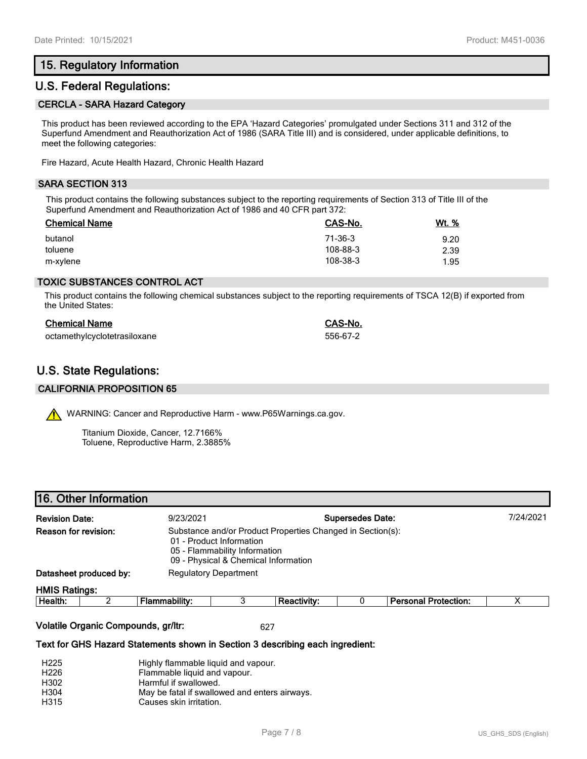## 15. Regulatory Information

## U.S. Federal Regulations:

### CERCLA - SARA Hazard Category

This product has been reviewed according to the EPA 'Hazard Categories' promulgated under Sections 311 and 312 of the Superfund Amendment and Reauthorization Act of 1986 (SARA Title III) and is considered, under applicable definitions, to meet the following categories:

Fire Hazard, Acute Health Hazard, Chronic Health Hazard

### SARA SECTION 313

This product contains the following substances subject to the reporting requirements of Section 313 of Title III of the Superfund Amendment and Reauthorization Act of 1986 and 40 CFR part 372:

| Chemical Name | CAS-No. | Wt. % |
|---|---|---|
| butanol | 71-36-3 | 9.20 |
| toluene | 108-88-3 | 2.39 |
| m-xylene | 108-38-3 | 1.95 |

### TOXIC SUBSTANCES CONTROL ACT

This product contains the following chemical substances subject to the reporting requirements of TSCA 12(B) if exported from the United States:

| Chemical Name | CAS-No. |
|---|---|
| octamethylcyclotetrasiloxane | 556-67-2 |

## U.S. State Regulations:

### CALIFORNIA PROPOSITION 65

WARNING: Cancer and Reproductive Harm - www.P65Warnings.ca.gov.

Titanium Dioxide, Cancer, 12.7166%
Toluene, Reproductive Harm, 2.3885%

## 16. Other Information

**Revision Date:** 9/23/2021 **Supersedes Date:** 7/24/2021

**Reason for revision:** Substance and/or Product Properties Changed in Section(s):
- 01 - Product Information
- 05 - Flammability Information
- 09 - Physical & Chemical Information

**Datasheet produced by:** Regulatory Department

**HMIS Ratings:**

| Health: | 2 | Flammability: | 3 | Reactivity: | 0 | Personal Protection: | X |
|---|---|---|---|---|---|---|---|

**Volatile Organic Compounds, gr/ltr:** 627

**Text for GHS Hazard Statements shown in Section 3 describing each ingredient:**

| | |
|---|---|
| H225 | Highly flammable liquid and vapour. |
| H226 | Flammable liquid and vapour. |
| H302 | Harmful if swallowed. |
| H304 | May be fatal if swallowed and enters airways. |
| H315 | Causes skin irritation. |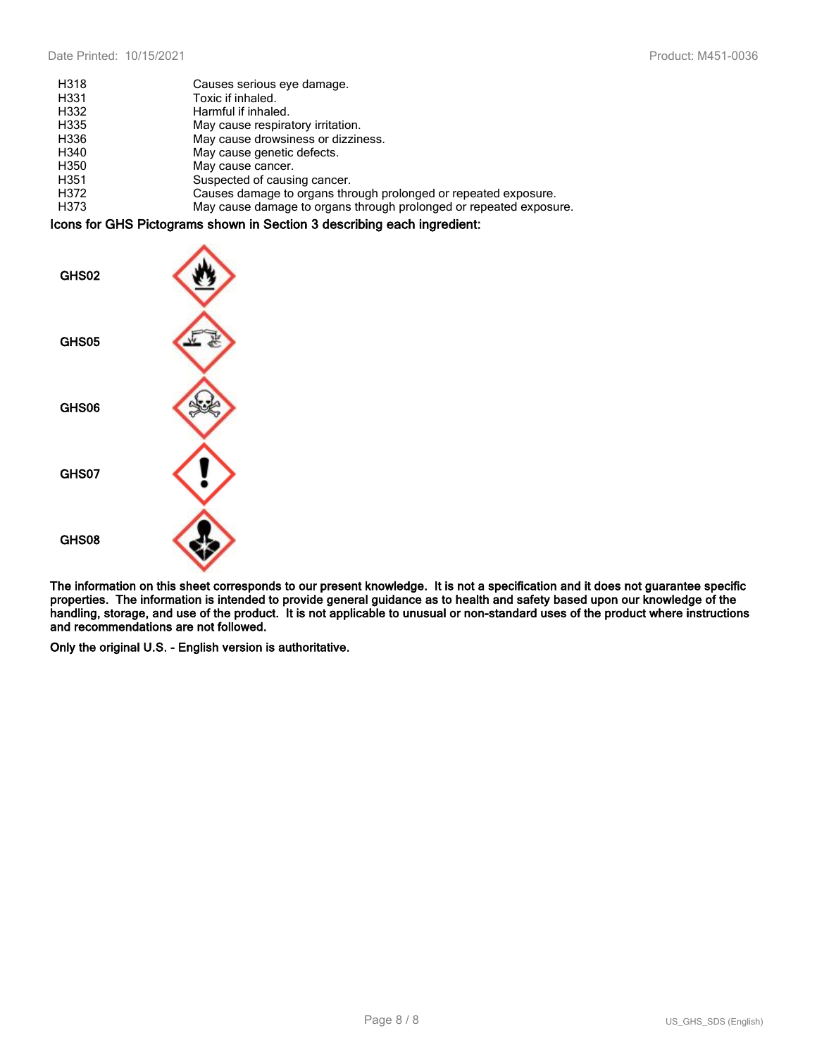| | |
|---|---|
| H318 | Causes serious eye damage. |
| H331 | Toxic if inhaled. |
| H332 | Harmful if inhaled. |
| H335 | May cause respiratory irritation. |
| H336 | May cause drowsiness or dizziness. |
| H340 | May cause genetic defects. |
| H350 | May cause cancer. |
| H351 | Suspected of causing cancer. |
| H372 | Causes damage to organs through prolonged or repeated exposure. |
| H373 | May cause damage to organs through prolonged or repeated exposure. |

**Icons for GHS Pictograms shown in Section 3 describing each ingredient:**

GHS02

GHS05

GHS06

GHS07

GHS08

**The information on this sheet corresponds to our present knowledge. It is not a specification and it does not guarantee specific properties. The information is intended to provide general guidance as to health and safety based upon our knowledge of the handling, storage, and use of the product. It is not applicable to unusual or non-standard uses of the product where instructions and recommendations are not followed.**

**Only the original U.S. - English version is authoritative.**